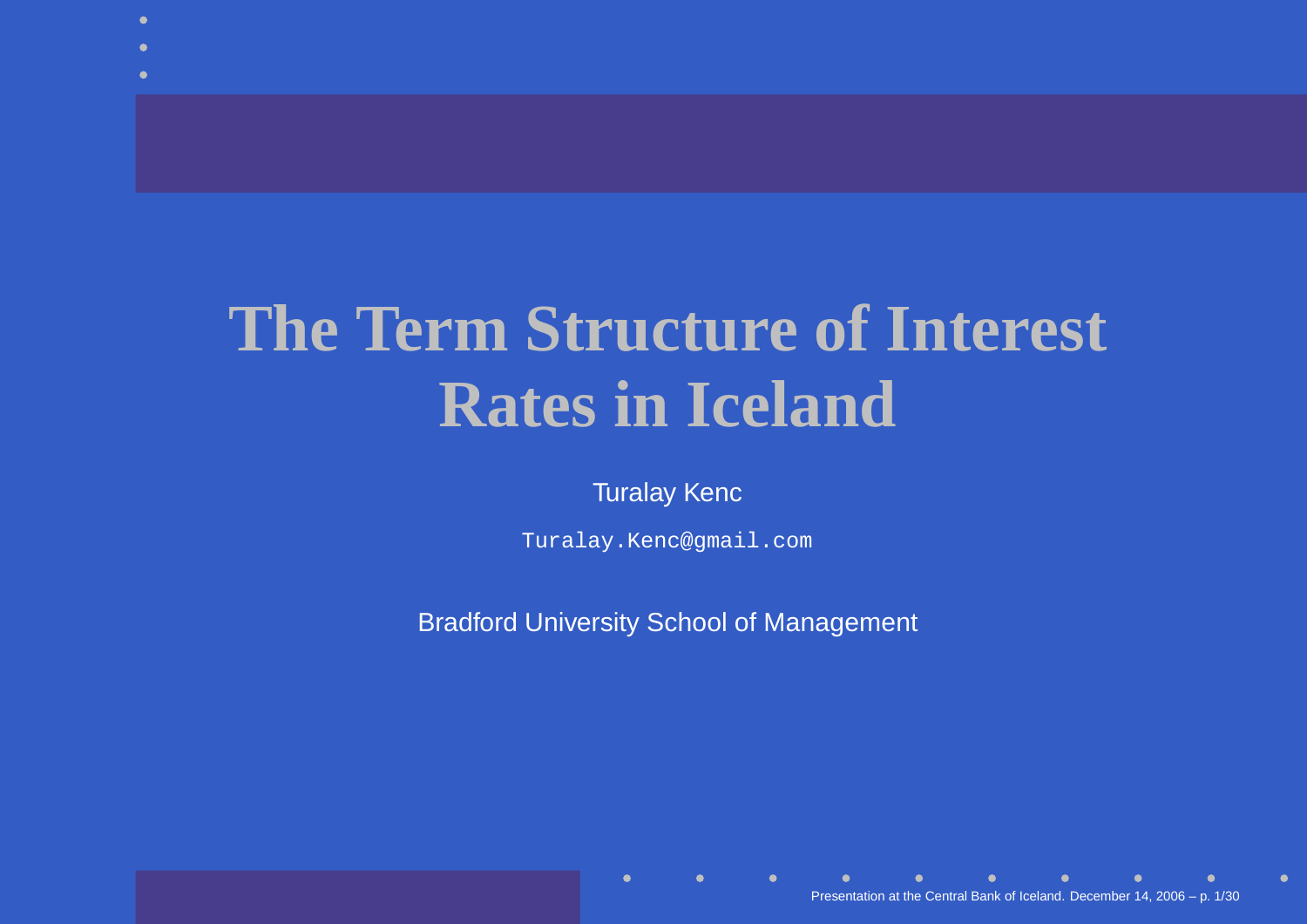# The Term Structure of Interest Rates in Iceland

Turalay Kenc

`Turalay.Kenc@gmail.com`

Bradford University School of Management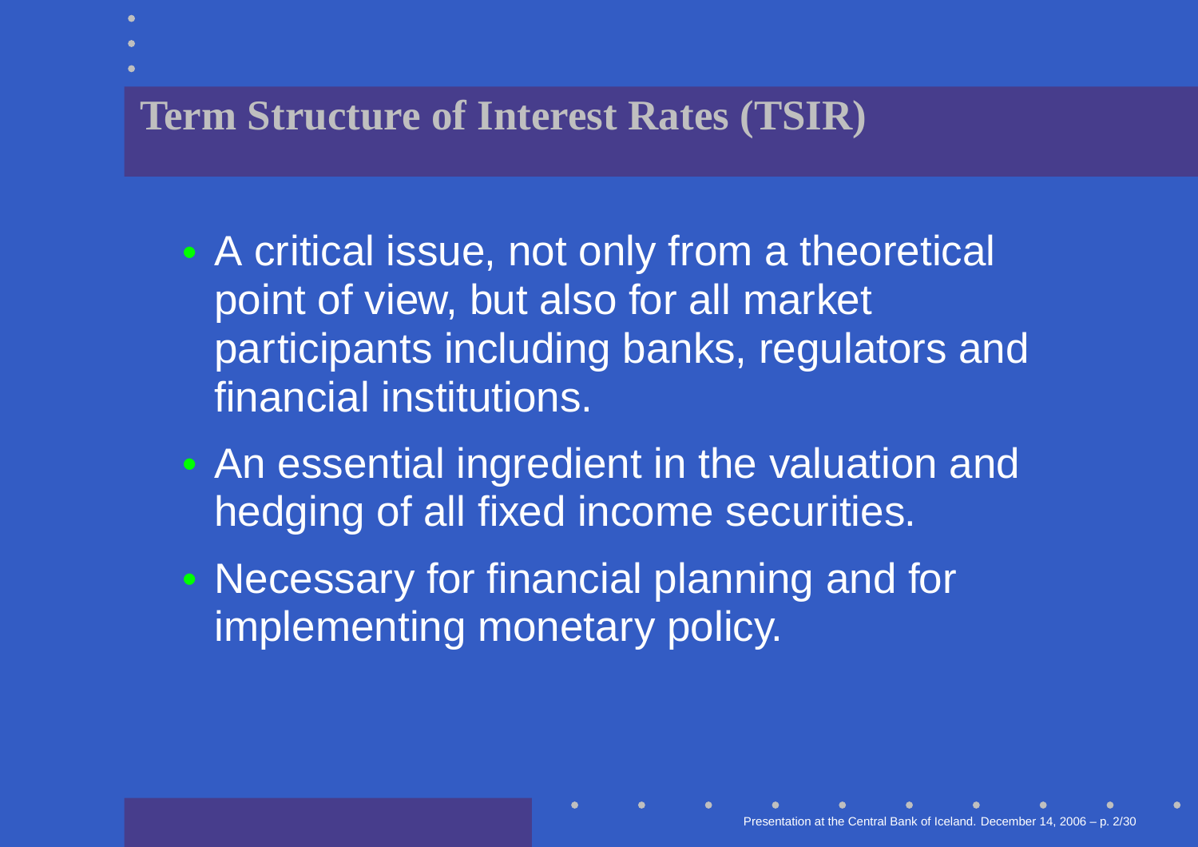# Term Structure of Interest Rates (TSIR)

- A critical issue, not only from a theoretical point of view, but also for all market participants including banks, regulators and financial institutions.
- An essential ingredient in the valuation and hedging of all fixed income securities.
- Necessary for financial planning and for implementing monetary policy.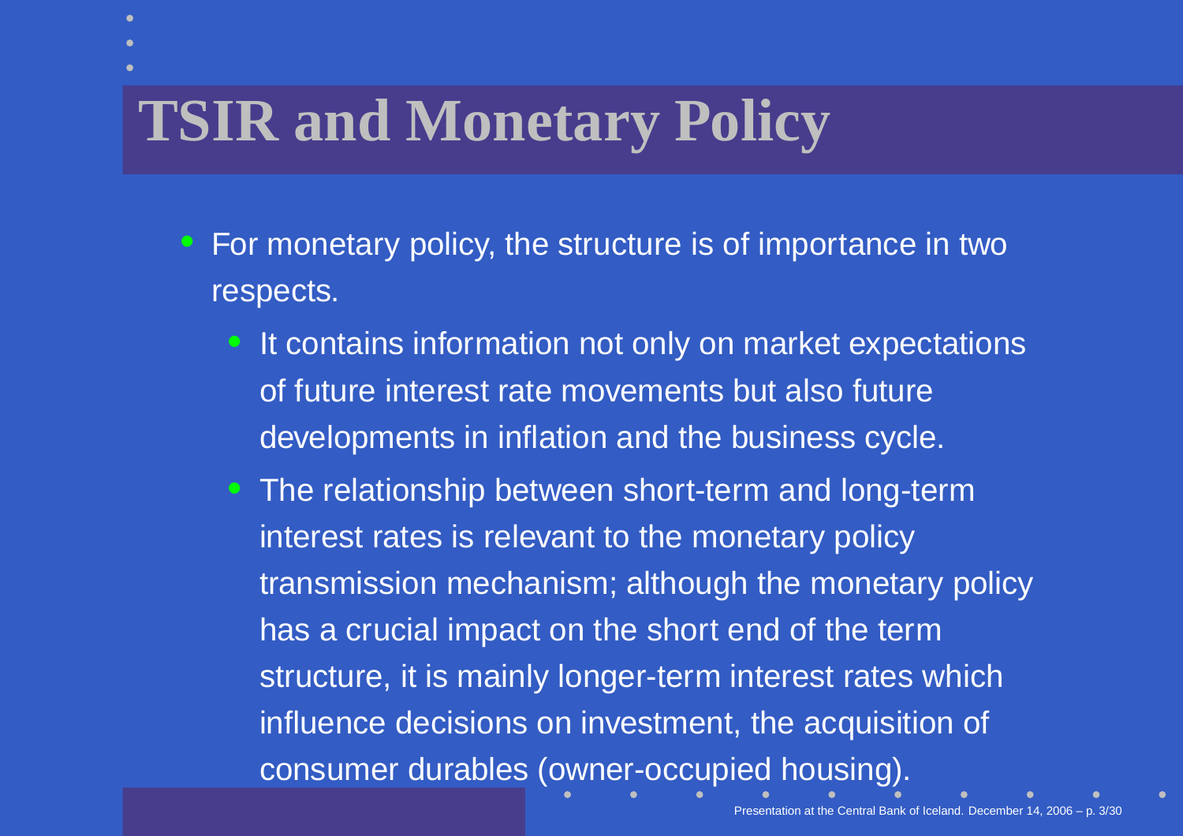# TSIR and Monetary Policy

- For monetary policy, the structure is of importance in two respects.
  - It contains information not only on market expectations of future interest rate movements but also future developments in inflation and the business cycle.
  - The relationship between short-term and long-term interest rates is relevant to the monetary policy transmission mechanism; although the monetary policy has a crucial impact on the short end of the term structure, it is mainly longer-term interest rates which influence decisions on investment, the acquisition of consumer durables (owner-occupied housing).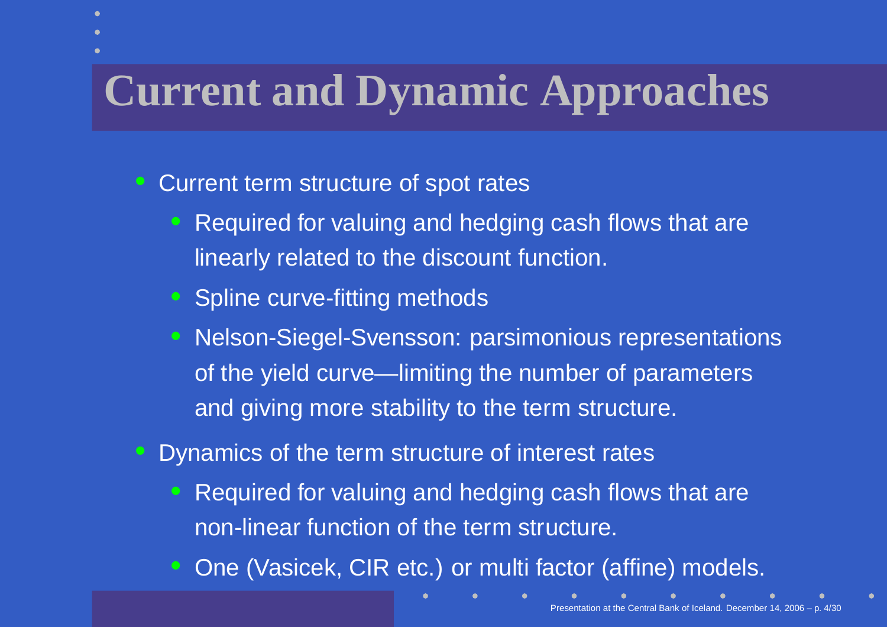# Current and Dynamic Approaches

- Current term structure of spot rates
  - Required for valuing and hedging cash flows that are linearly related to the discount function.
  - Spline curve-fitting methods
  - Nelson-Siegel-Svensson: parsimonious representations of the yield curve—limiting the number of parameters and giving more stability to the term structure.
- Dynamics of the term structure of interest rates
  - Required for valuing and hedging cash flows that are non-linear function of the term structure.
  - One (Vasicek, CIR etc.) or multi factor (affine) models.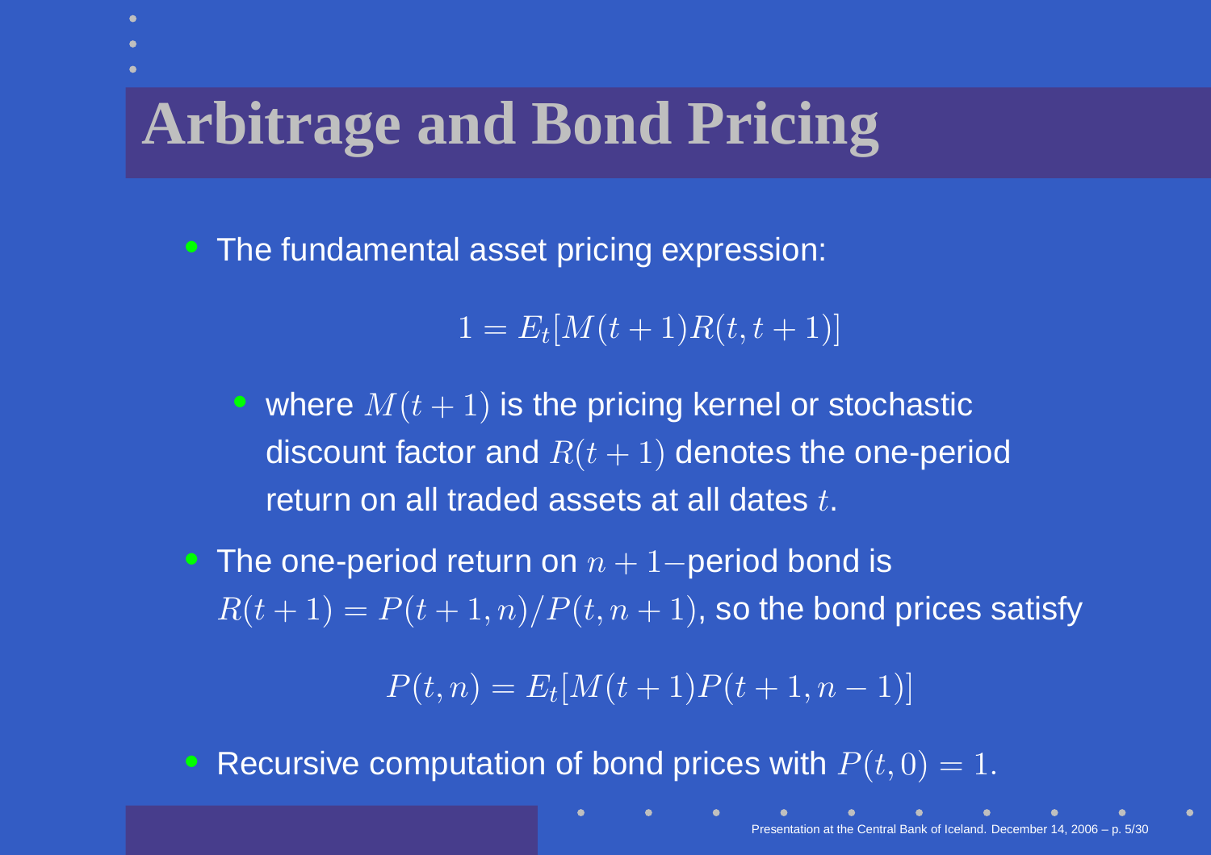# Arbitrage and Bond Pricing

- The fundamental asset pricing expression:

$$1 = E_t[M(t+1)R(t,t+1)]$$

  - where $M(t+1)$ is the pricing kernel or stochastic discount factor and $R(t+1)$ denotes the one-period return on all traded assets at all dates $t$.

- The one-period return on $n+1-$period bond is $R(t+1) = P(t+1,n)/P(t,n+1)$, so the bond prices satisfy

$$P(t,n) = E_t[M(t+1)P(t+1,n-1)]$$

- Recursive computation of bond prices with $P(t,0) = 1$.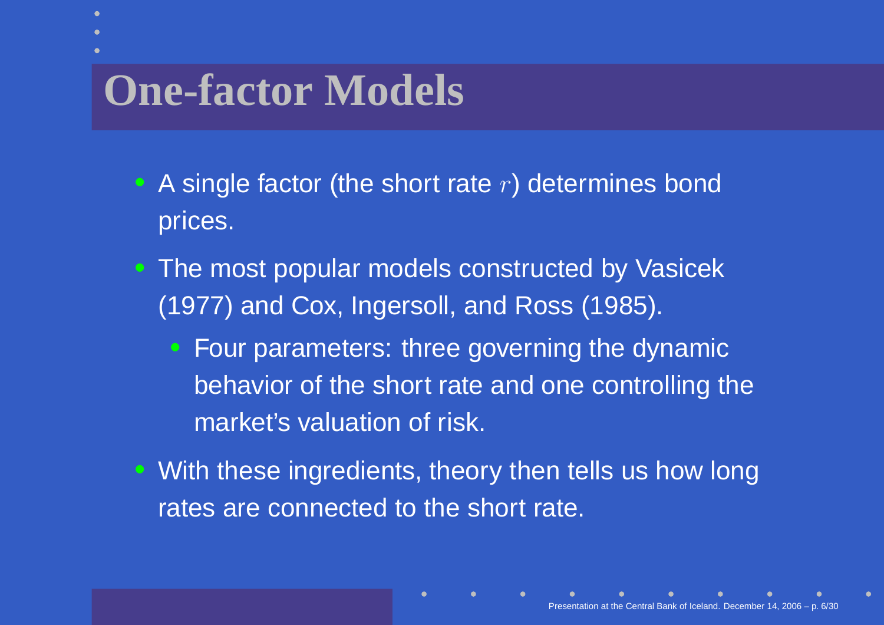# One-factor Models

- A single factor (the short rate $r$) determines bond prices.
- The most popular models constructed by Vasicek (1977) and Cox, Ingersoll, and Ross (1985).
  - Four parameters: three governing the dynamic behavior of the short rate and one controlling the market's valuation of risk.
- With these ingredients, theory then tells us how long rates are connected to the short rate.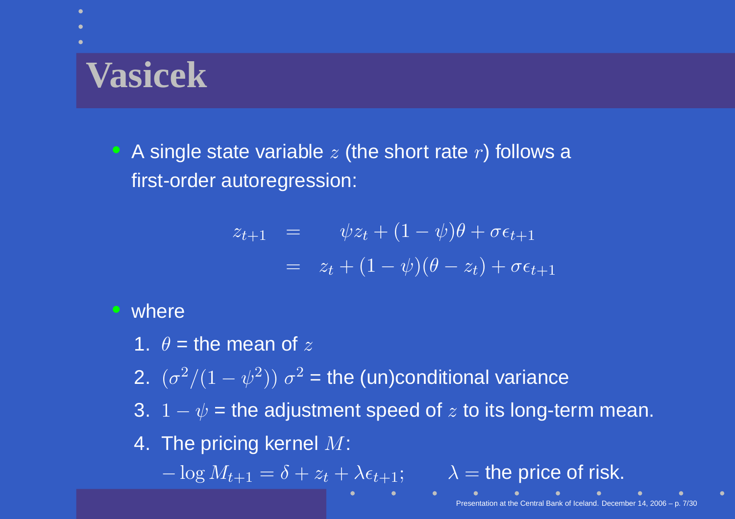# Vasicek

- A single state variable $z$ (the short rate $r$) follows a first-order autoregression:

$$
\begin{aligned}
z_{t+1} &= \psi z_t + (1-\psi)\theta + \sigma\epsilon_{t+1} \\
&= z_t + (1-\psi)(\theta - z_t) + \sigma\epsilon_{t+1}
\end{aligned}
$$

- where
  1. $\theta$ = the mean of $z$
  2. $(\sigma^2/(1-\psi^2))$ $\sigma^2$ = the (un)conditional variance
  3. $1-\psi$ = the adjustment speed of $z$ to its long-term mean.
  4. The pricing kernel $M$:

     $-\log M_{t+1} = \delta + z_t + \lambda\epsilon_{t+1};\qquad \lambda =$ the price of risk.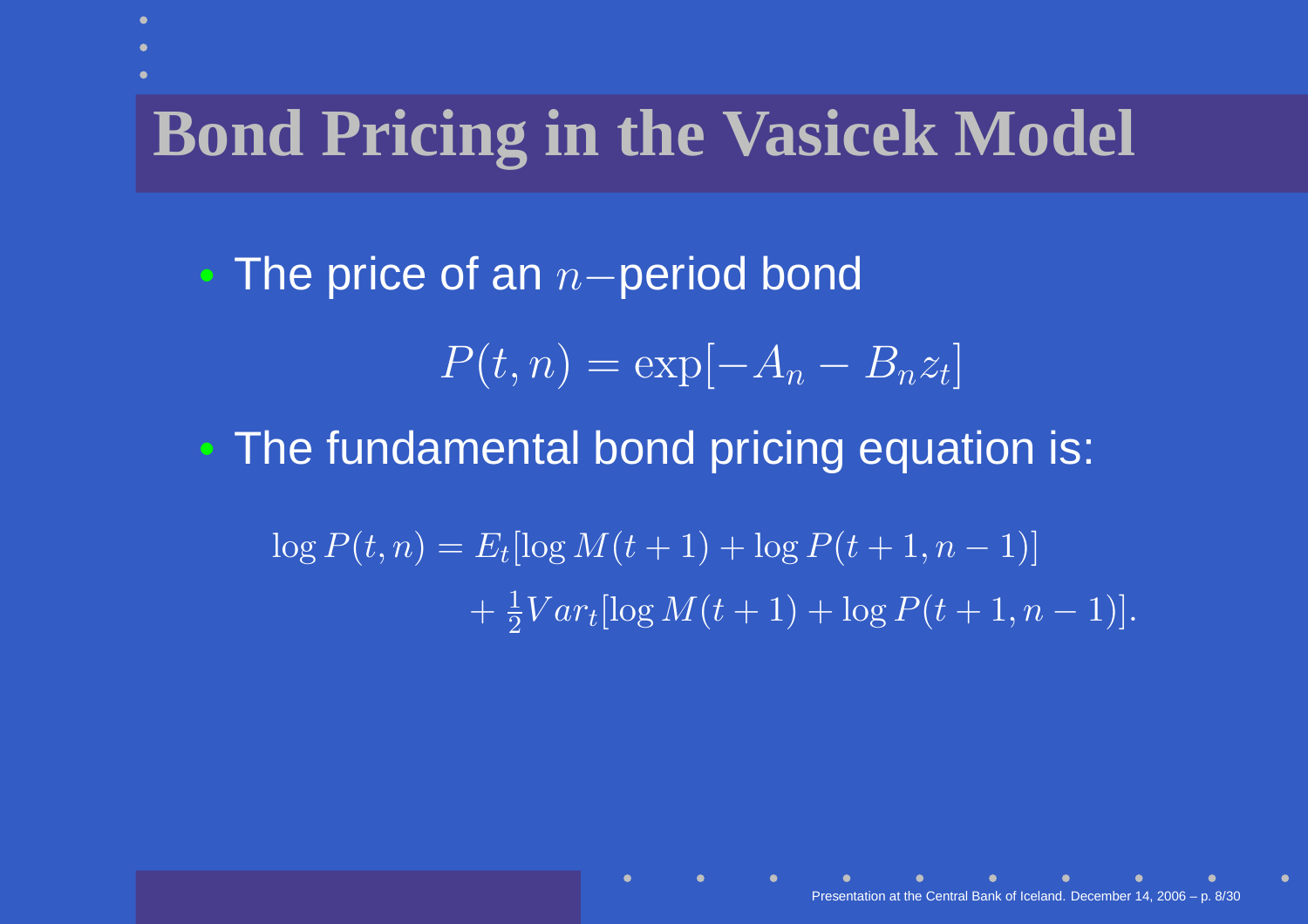# Bond Pricing in the Vasicek Model

- The price of an $n-$period bond

$$P(t,n) = \exp[-A_n - B_n z_t]$$

- The fundamental bond pricing equation is:

$$\begin{aligned} \log P(t,n) = {} & E_t[\log M(t+1) + \log P(t+1, n-1)] \\ & + \frac{1}{2} Var_t[\log M(t+1) + \log P(t+1, n-1)]. \end{aligned}$$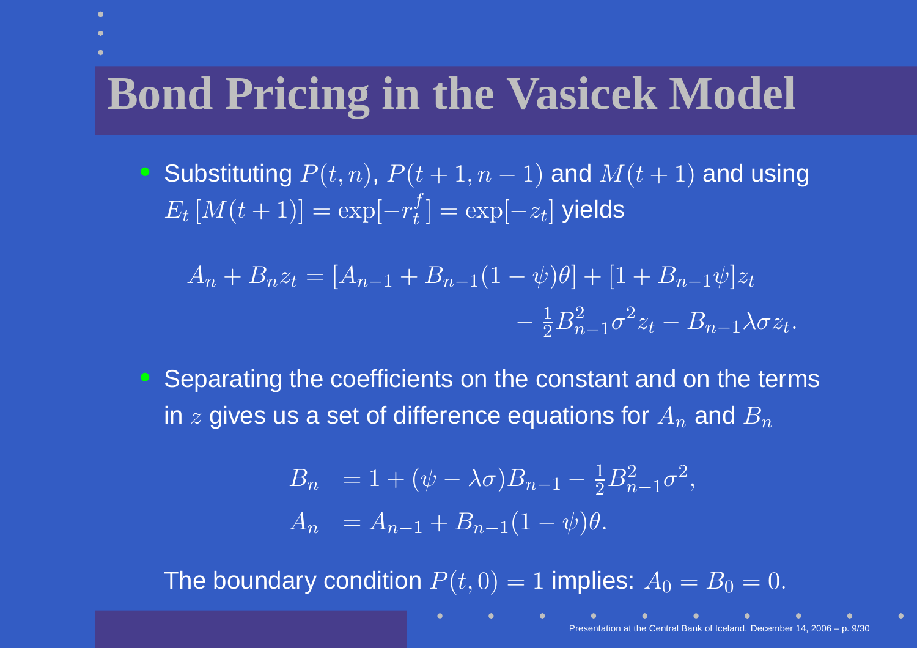# Bond Pricing in the Vasicek Model

- Substituting $P(t,n)$, $P(t+1,n-1)$ and $M(t+1)$ and using $E_t\left[M(t+1)\right] = \exp[-r_t^f] = \exp[-z_t]$ yields

$$
\begin{aligned}
A_n + B_n z_t = [A_{n-1} + B_{n-1}(1-\psi)\theta] + [1 + B_{n-1}\psi] z_t \\
- \tfrac{1}{2} B_{n-1}^2 \sigma^2 z_t - B_{n-1} \lambda \sigma z_t.
\end{aligned}
$$

- Separating the coefficients on the constant and on the terms in $z$ gives us a set of difference equations for $A_n$ and $B_n$

$$
\begin{aligned}
B_n &= 1 + (\psi - \lambda\sigma) B_{n-1} - \tfrac{1}{2} B_{n-1}^2 \sigma^2, \\
A_n &= A_{n-1} + B_{n-1}(1-\psi)\theta.
\end{aligned}
$$

The boundary condition $P(t,0) = 1$ implies: $A_0 = B_0 = 0.$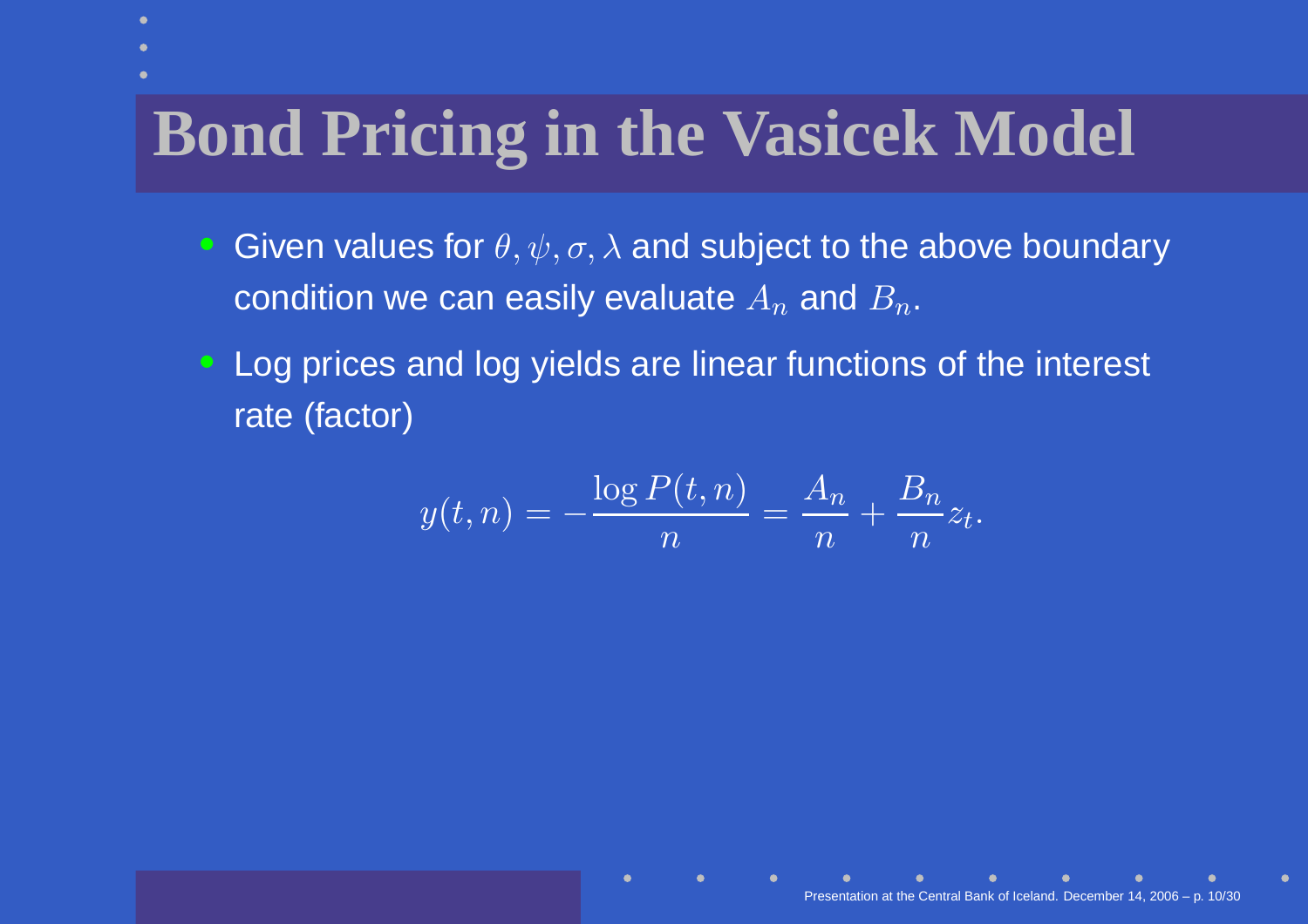# Bond Pricing in the Vasicek Model

- Given values for $\theta, \psi, \sigma, \lambda$ and subject to the above boundary condition we can easily evaluate $A_n$ and $B_n$.
- Log prices and log yields are linear functions of the interest rate (factor)

$$y(t,n) = -\frac{\log P(t,n)}{n} = \frac{A_n}{n} + \frac{B_n}{n} z_t.$$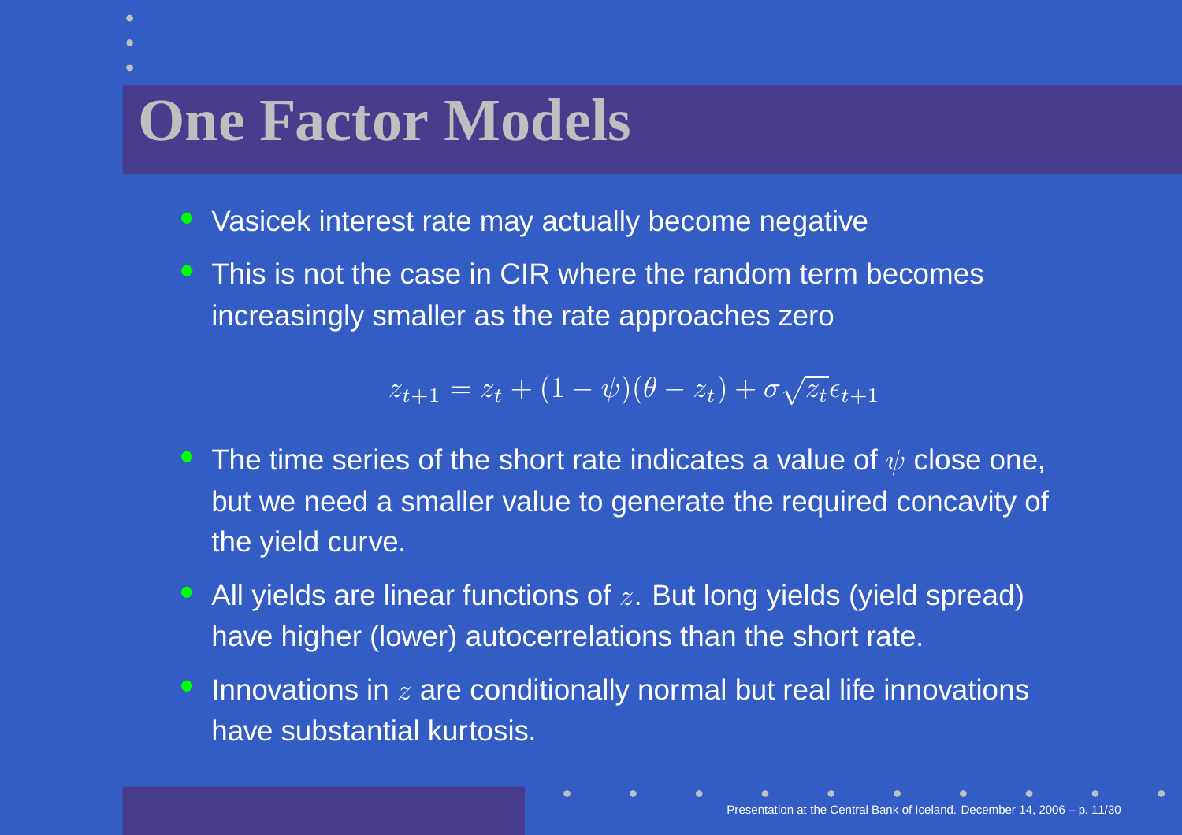# One Factor Models

- Vasicek interest rate may actually become negative
- This is not the case in CIR where the random term becomes increasingly smaller as the rate approaches zero

$$z_{t+1} = z_t + (1-\psi)(\theta - z_t) + \sigma\sqrt{z_t}\epsilon_{t+1}$$

- The time series of the short rate indicates a value of $\psi$ close one, but we need a smaller value to generate the required concavity of the yield curve.
- All yields are linear functions of $z$. But long yields (yield spread) have higher (lower) autocerrelations than the short rate.
- Innovations in $z$ are conditionally normal but real life innovations have substantial kurtosis.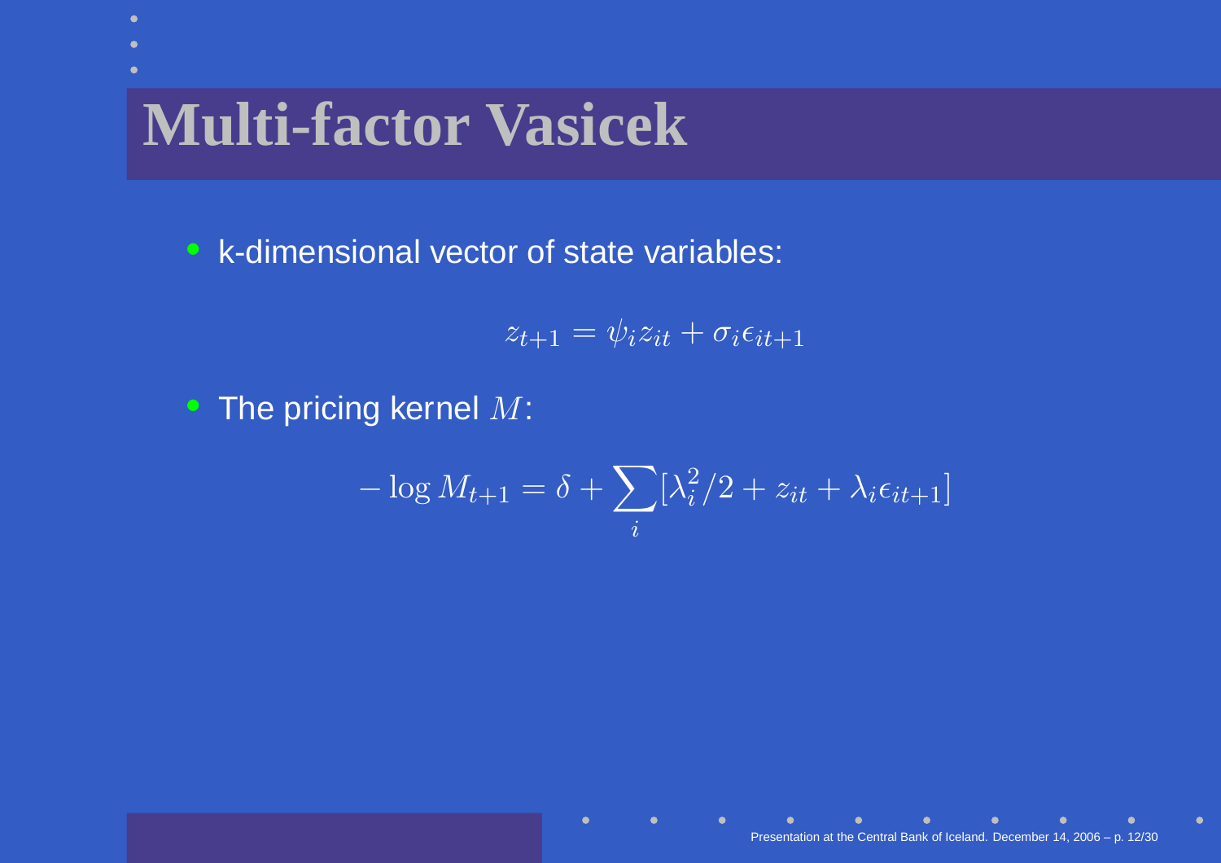# Multi-factor Vasicek

- k-dimensional vector of state variables:

$$z_{t+1} = \psi_i z_{it} + \sigma_i \epsilon_{it+1}$$

- The pricing kernel $M$:

$$-\log M_{t+1} = \delta + \sum_i [\lambda_i^2/2 + z_{it} + \lambda_i \epsilon_{it+1}]$$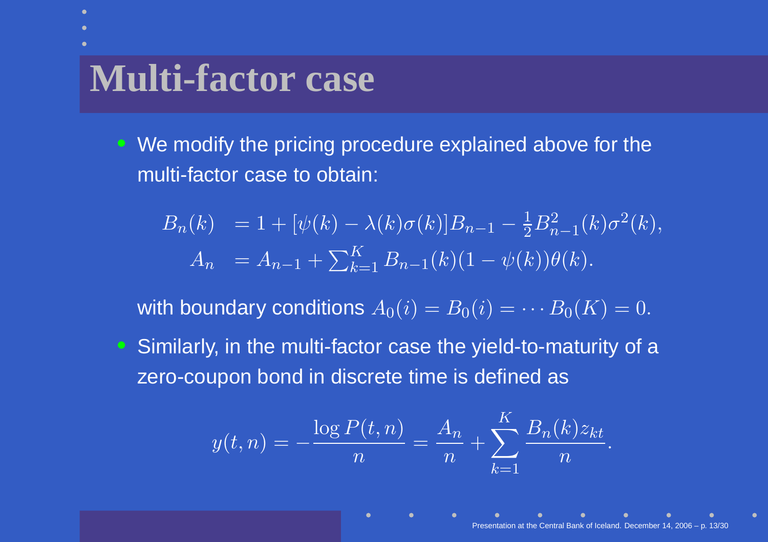# Multi-factor case

- We modify the pricing procedure explained above for the multi-factor case to obtain:

$$
\begin{aligned}
B_n(k) &= 1 + [\psi(k) - \lambda(k)\sigma(k)]B_{n-1} - \tfrac{1}{2}B_{n-1}^2(k)\sigma^2(k), \\
A_n &= A_{n-1} + \textstyle\sum_{k=1}^{K} B_{n-1}(k)(1 - \psi(k))\theta(k).
\end{aligned}
$$

  with boundary conditions $A_0(i) = B_0(i) = \cdots B_0(K) = 0.$

- Similarly, in the multi-factor case the yield-to-maturity of a zero-coupon bond in discrete time is defined as

$$
y(t,n) = -\frac{\log P(t,n)}{n} = \frac{A_n}{n} + \sum_{k=1}^{K} \frac{B_n(k) z_{kt}}{n}.
$$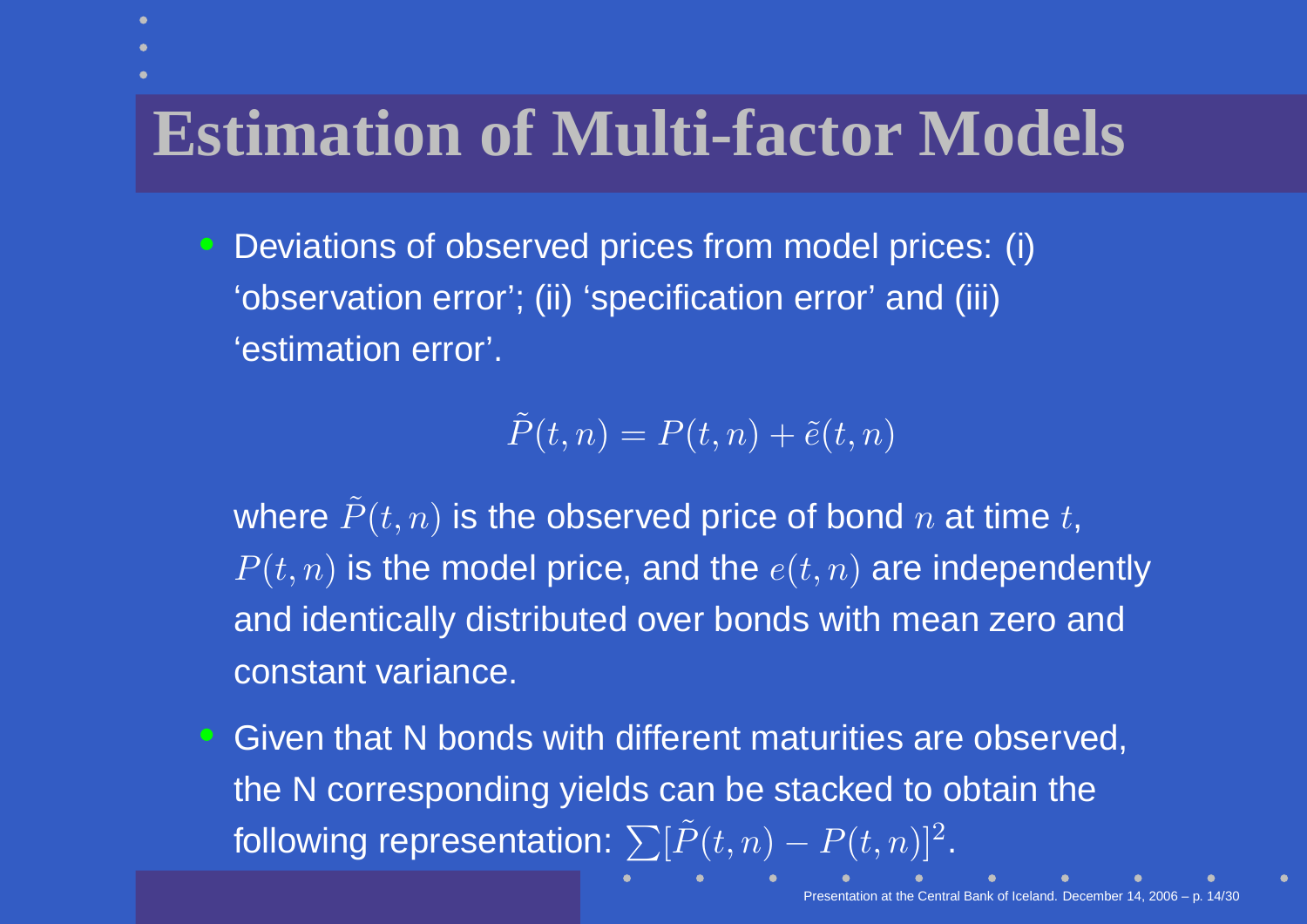# Estimation of Multi-factor Models

- Deviations of observed prices from model prices: (i) 'observation error'; (ii) 'specification error' and (iii) 'estimation error'.

  $$\tilde{P}(t,n) = P(t,n) + \tilde{e}(t,n)$$

  where $\tilde{P}(t,n)$ is the observed price of bond $n$ at time $t$, $P(t,n)$ is the model price, and the $e(t,n)$ are independently and identically distributed over bonds with mean zero and constant variance.

- Given that N bonds with different maturities are observed, the N corresponding yields can be stacked to obtain the following representation: $\sum[\tilde{P}(t,n) - P(t,n)]^2$.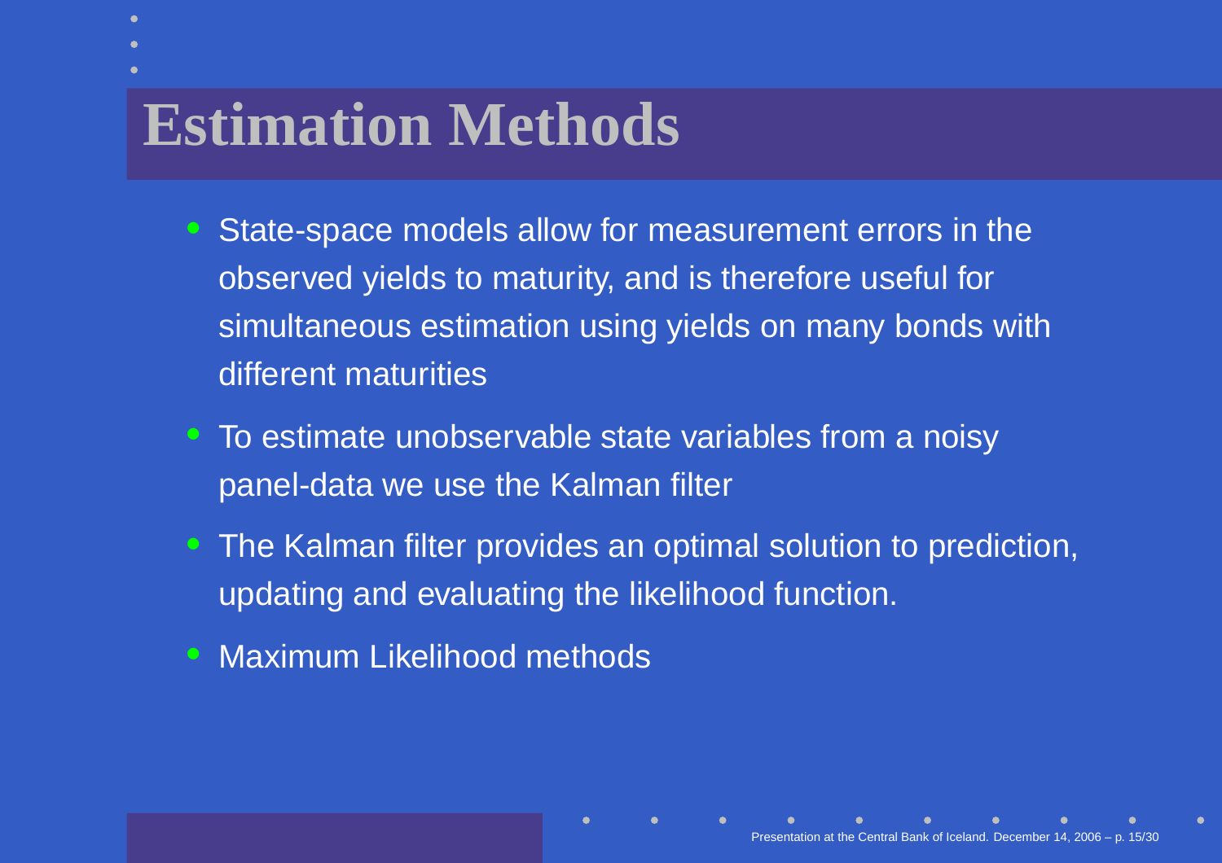# Estimation Methods

- State-space models allow for measurement errors in the observed yields to maturity, and is therefore useful for simultaneous estimation using yields on many bonds with different maturities
- To estimate unobservable state variables from a noisy panel-data we use the Kalman filter
- The Kalman filter provides an optimal solution to prediction, updating and evaluating the likelihood function.
- Maximum Likelihood methods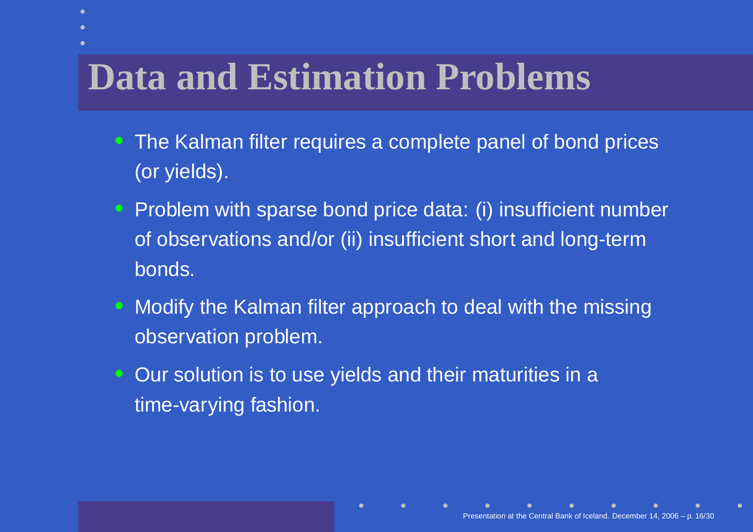# Data and Estimation Problems

- The Kalman filter requires a complete panel of bond prices (or yields).
- Problem with sparse bond price data: (i) insufficient number of observations and/or (ii) insufficient short and long-term bonds.
- Modify the Kalman filter approach to deal with the missing observation problem.
- Our solution is to use yields and their maturities in a time-varying fashion.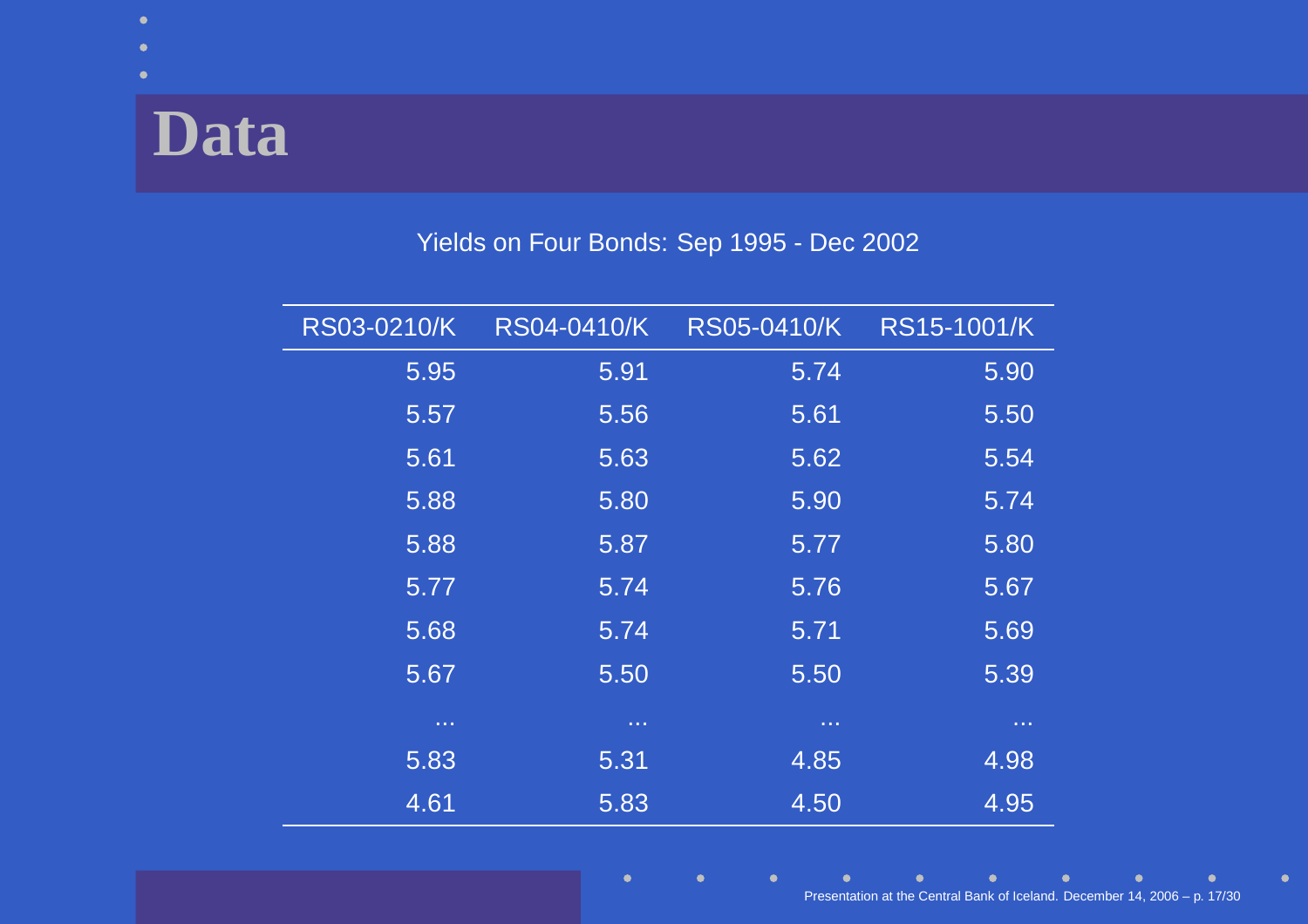# Data

Yields on Four Bonds: Sep 1995 - Dec 2002

| RS03-0210/K | RS04-0410/K | RS05-0410/K | RS15-1001/K |
|---|---|---|---|
| 5.95 | 5.91 | 5.74 | 5.90 |
| 5.57 | 5.56 | 5.61 | 5.50 |
| 5.61 | 5.63 | 5.62 | 5.54 |
| 5.88 | 5.80 | 5.90 | 5.74 |
| 5.88 | 5.87 | 5.77 | 5.80 |
| 5.77 | 5.74 | 5.76 | 5.67 |
| 5.68 | 5.74 | 5.71 | 5.69 |
| 5.67 | 5.50 | 5.50 | 5.39 |
| ... | ... | ... | ... |
| 5.83 | 5.31 | 4.85 | 4.98 |
| 4.61 | 5.83 | 4.50 | 4.95 |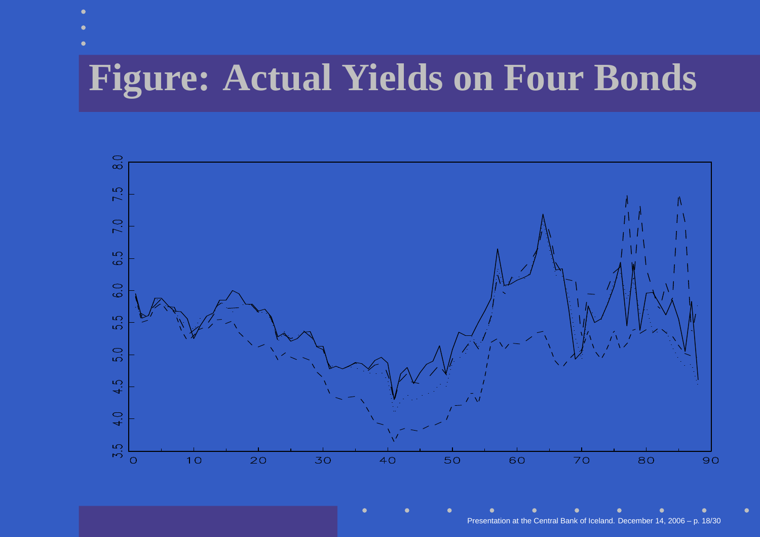# Figure: Actual Yields on Four Bonds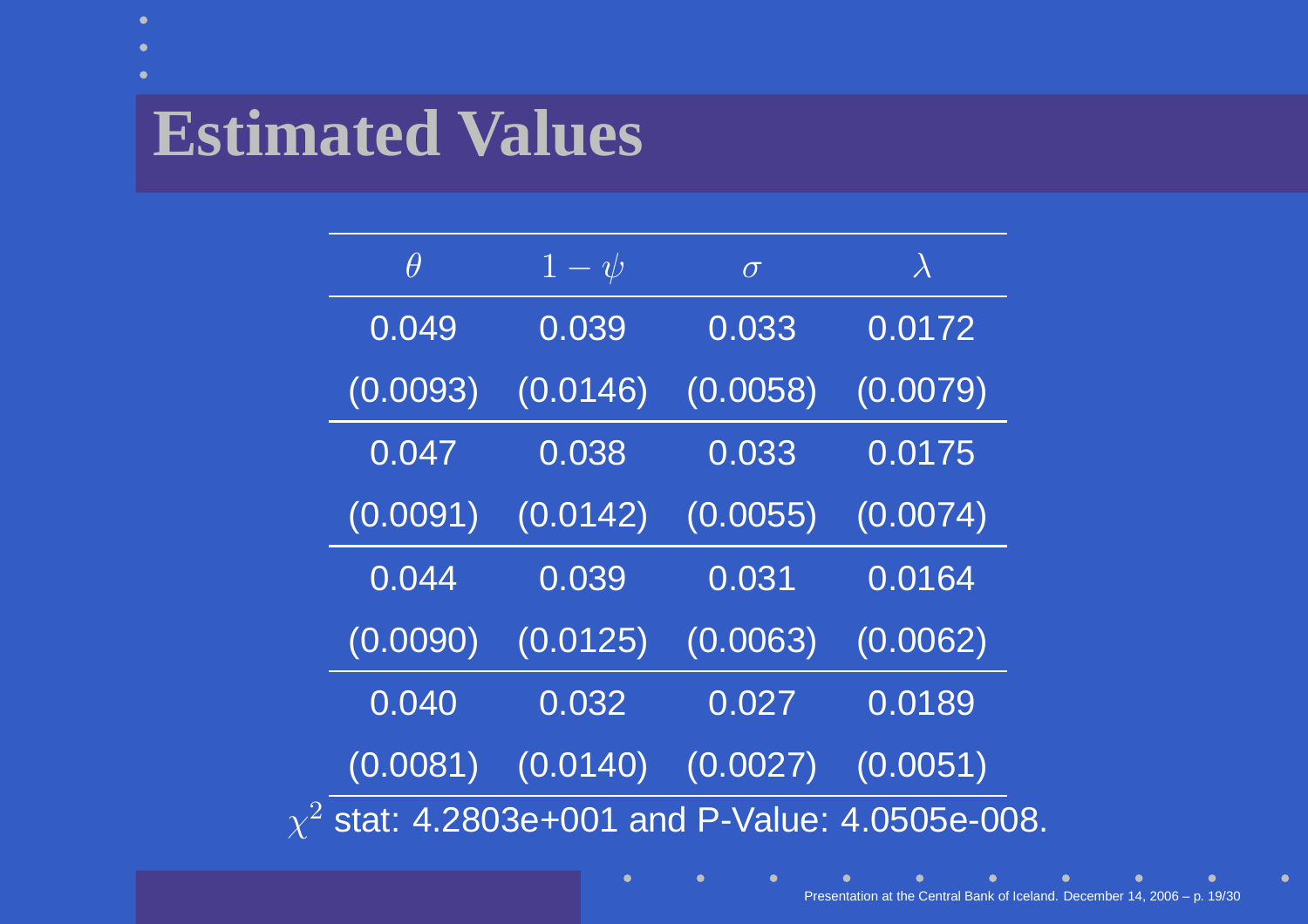# Estimated Values

| $\theta$ | $1-\psi$ | $\sigma$ | $\lambda$ |
|---|---|---|---|
| 0.049 | 0.039 | 0.033 | 0.0172 |
| (0.0093) | (0.0146) | (0.0058) | (0.0079) |
| 0.047 | 0.038 | 0.033 | 0.0175 |
| (0.0091) | (0.0142) | (0.0055) | (0.0074) |
| 0.044 | 0.039 | 0.031 | 0.0164 |
| (0.0090) | (0.0125) | (0.0063) | (0.0062) |
| 0.040 | 0.032 | 0.027 | 0.0189 |
| (0.0081) | (0.0140) | (0.0027) | (0.0051) |

$\chi^2$ stat: 4.2803e+001 and P-Value: 4.0505e-008.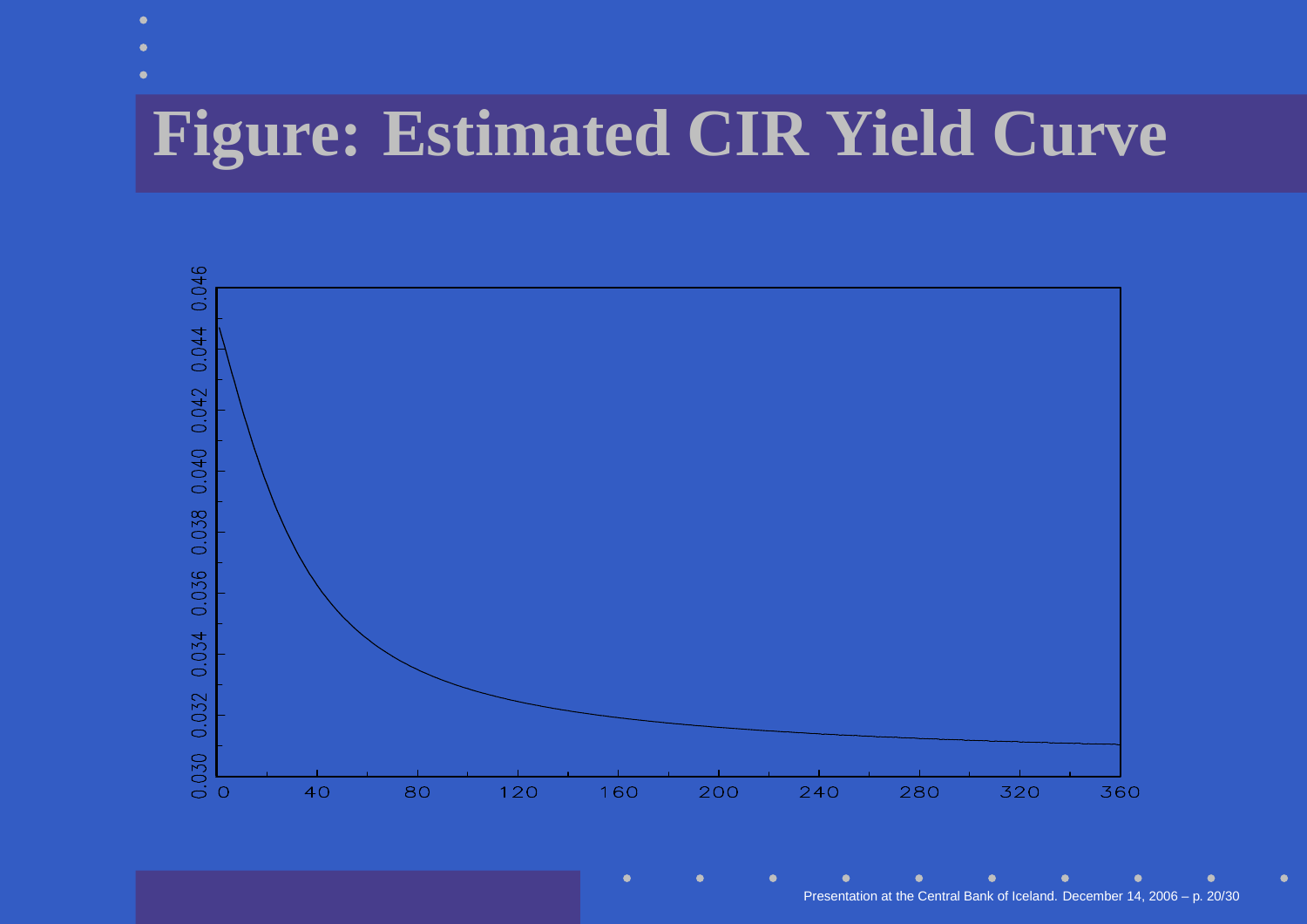# Figure: Estimated CIR Yield Curve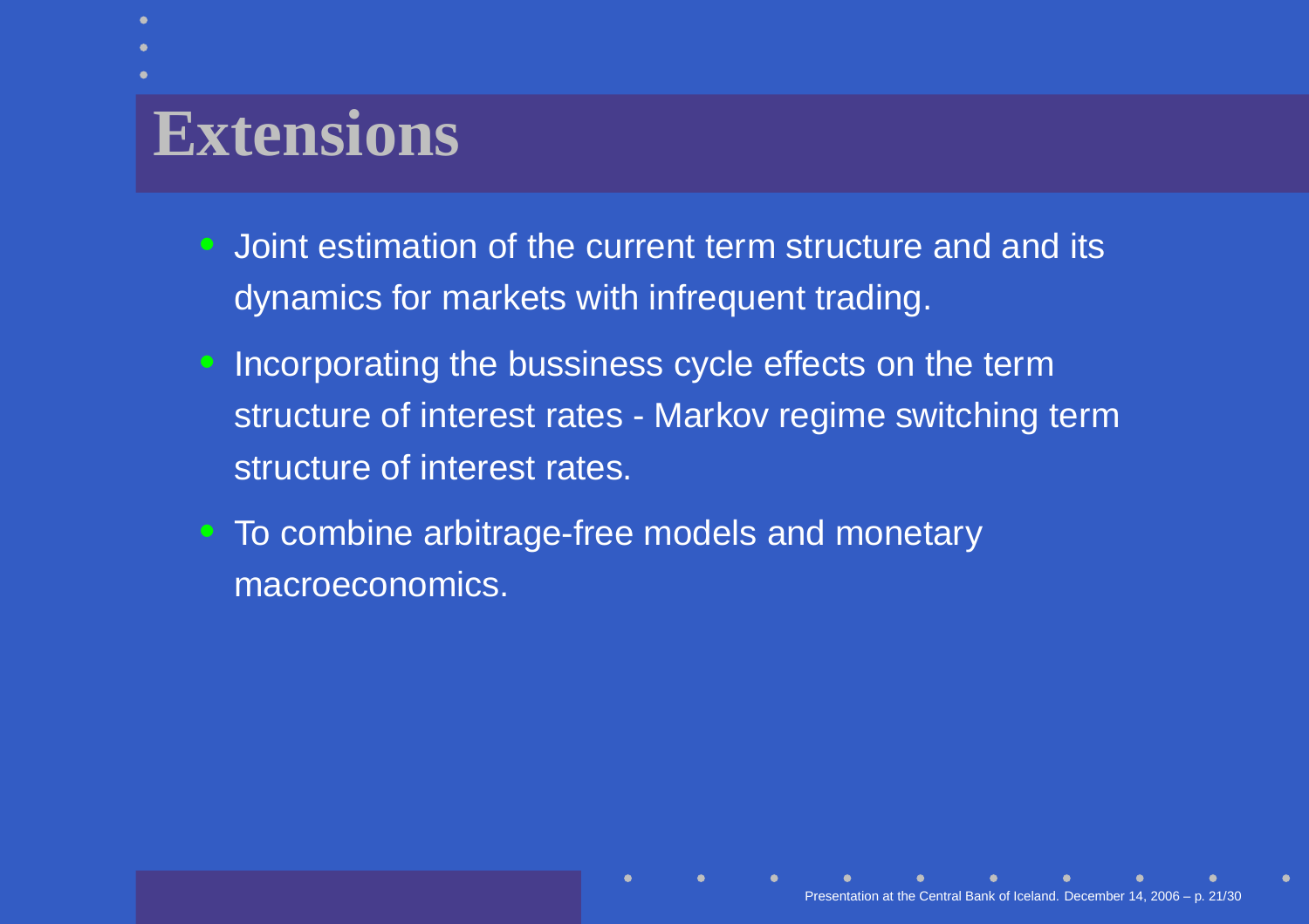# Extensions

- Joint estimation of the current term structure and and its dynamics for markets with infrequent trading.
- Incorporating the bussiness cycle effects on the term structure of interest rates - Markov regime switching term structure of interest rates.
- To combine arbitrage-free models and monetary macroeconomics.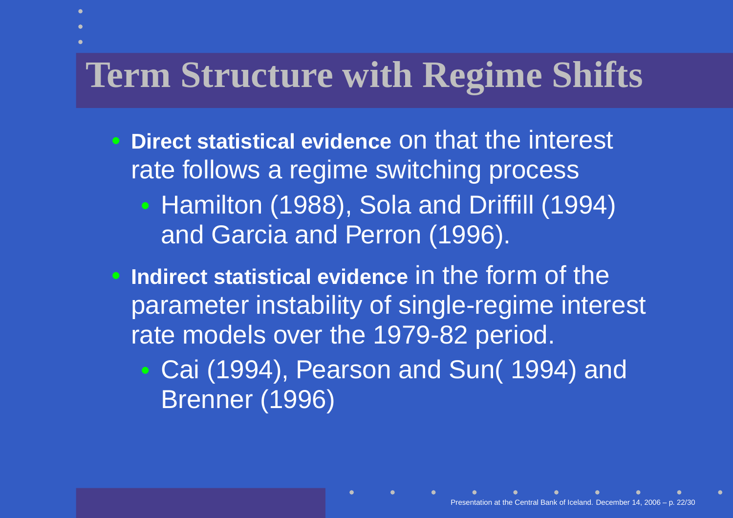# Term Structure with Regime Shifts

- **Direct statistical evidence** on that the interest rate follows a regime switching process
  - Hamilton (1988), Sola and Driffill (1994) and Garcia and Perron (1996).
- **Indirect statistical evidence** in the form of the parameter instability of single-regime interest rate models over the 1979-82 period.
  - Cai (1994), Pearson and Sun( 1994) and Brenner (1996)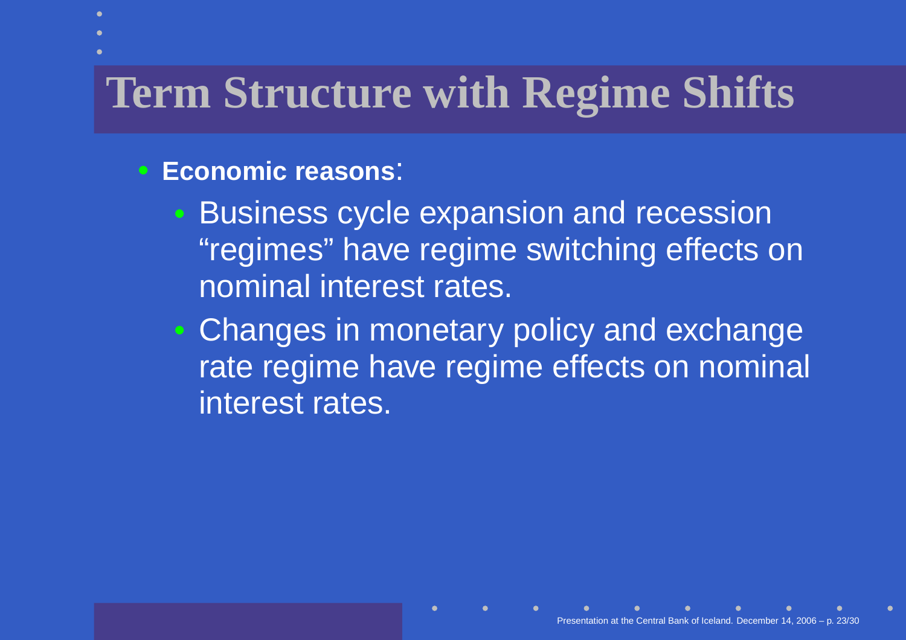# Term Structure with Regime Shifts

- **Economic reasons**:
  - Business cycle expansion and recession “regimes” have regime switching effects on nominal interest rates.
  - Changes in monetary policy and exchange rate regime have regime effects on nominal interest rates.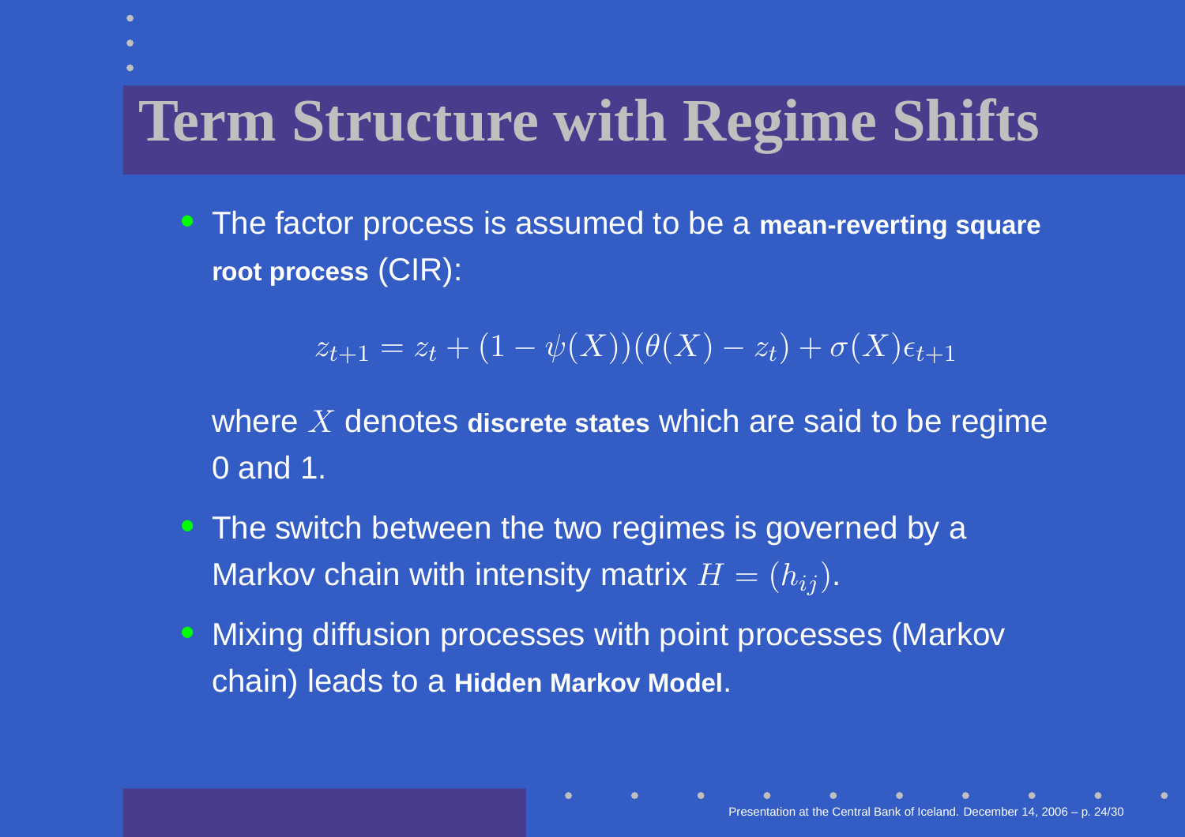# Term Structure with Regime Shifts

- The factor process is assumed to be a **mean-reverting square root process** (CIR):

$$z_{t+1} = z_t + (1 - \psi(X))(\theta(X) - z_t) + \sigma(X)\epsilon_{t+1}$$

  where $X$ denotes **discrete states** which are said to be regime 0 and 1.

- The switch between the two regimes is governed by a Markov chain with intensity matrix $H = (h_{ij})$.
- Mixing diffusion processes with point processes (Markov chain) leads to a **Hidden Markov Model**.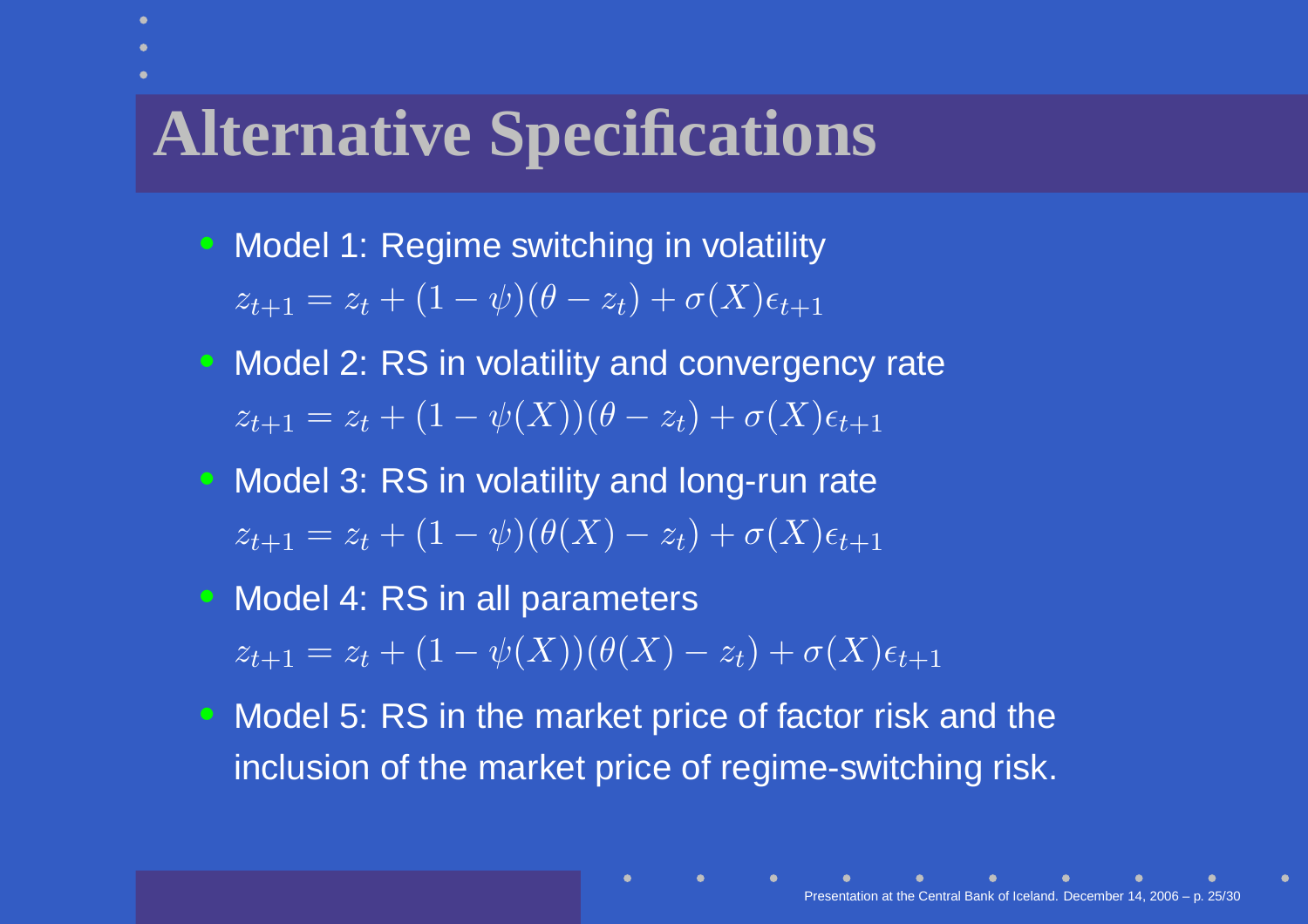# Alternative Specifications

- Model 1: Regime switching in volatility

  $$z_{t+1} = z_t + (1 - \psi)(\theta - z_t) + \sigma(X)\epsilon_{t+1}$$

- Model 2: RS in volatility and convergency rate

  $$z_{t+1} = z_t + (1 - \psi(X))(\theta - z_t) + \sigma(X)\epsilon_{t+1}$$

- Model 3: RS in volatility and long-run rate

  $$z_{t+1} = z_t + (1 - \psi)(\theta(X) - z_t) + \sigma(X)\epsilon_{t+1}$$

- Model 4: RS in all parameters

  $$z_{t+1} = z_t + (1 - \psi(X))(\theta(X) - z_t) + \sigma(X)\epsilon_{t+1}$$

- Model 5: RS in the market price of factor risk and the inclusion of the market price of regime-switching risk.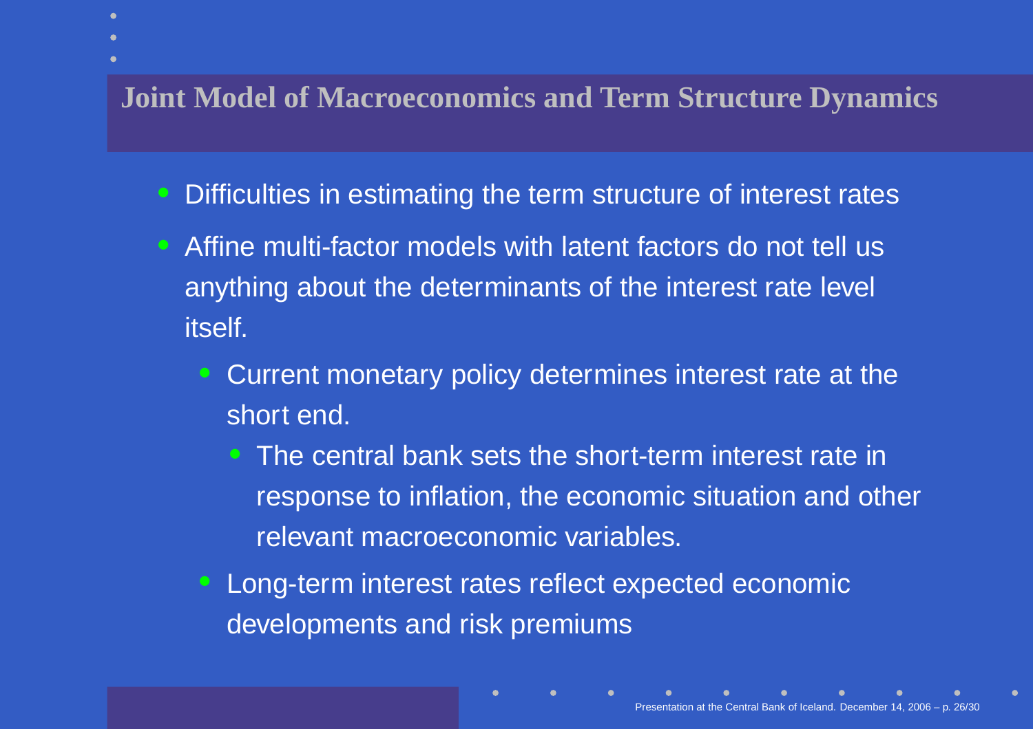## Joint Model of Macroeconomics and Term Structure Dynamics

- Difficulties in estimating the term structure of interest rates
- Affine multi-factor models with latent factors do not tell us anything about the determinants of the interest rate level itself.
  - Current monetary policy determines interest rate at the short end.
    - The central bank sets the short-term interest rate in response to inflation, the economic situation and other relevant macroeconomic variables.
  - Long-term interest rates reflect expected economic developments and risk premiums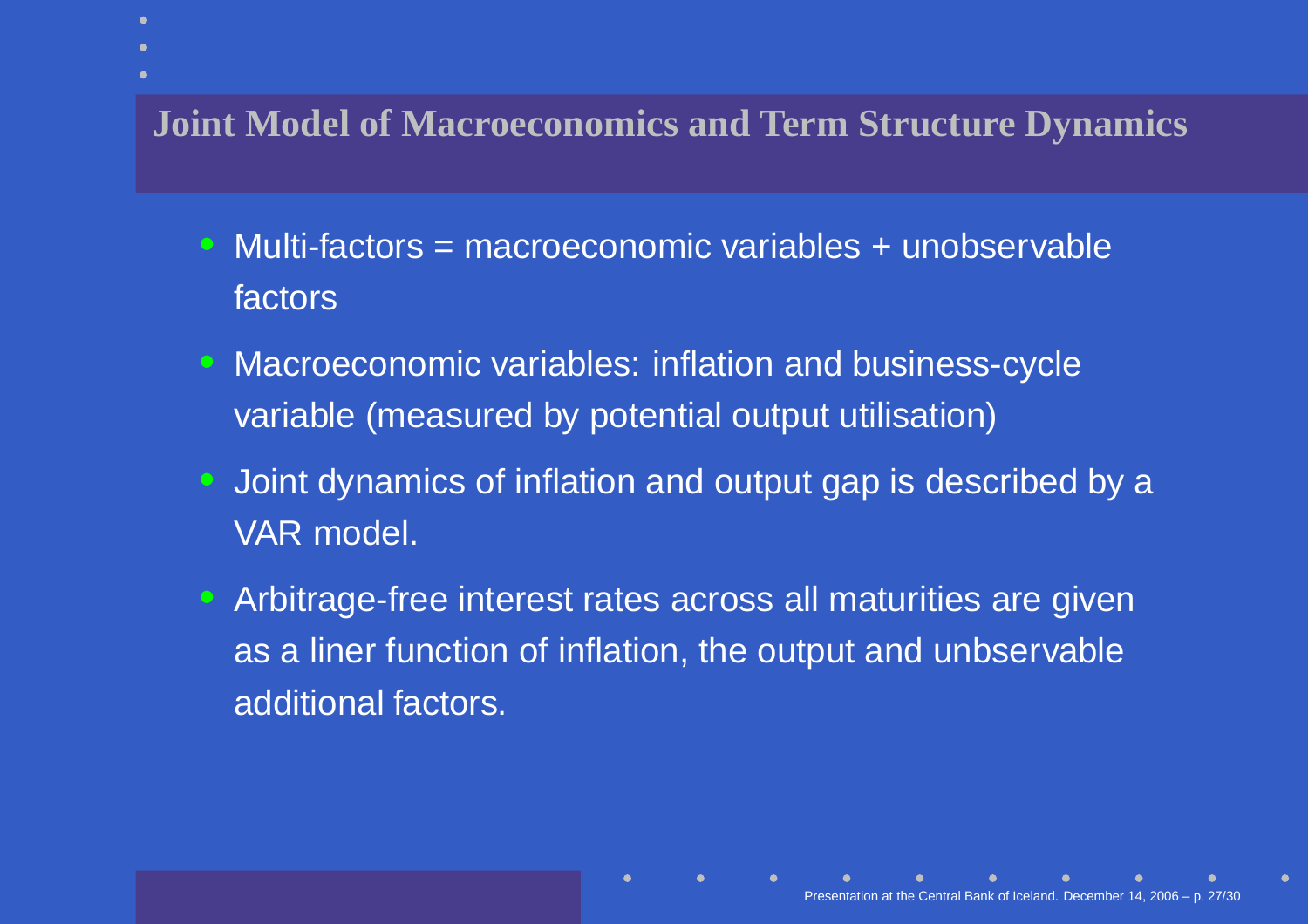# Joint Model of Macroeconomics and Term Structure Dynamics

- Multi-factors = macroeconomic variables + unobservable factors
- Macroeconomic variables: inflation and business-cycle variable (measured by potential output utilisation)
- Joint dynamics of inflation and output gap is described by a VAR model.
- Arbitrage-free interest rates across all maturities are given as a liner function of inflation, the output and unbservable additional factors.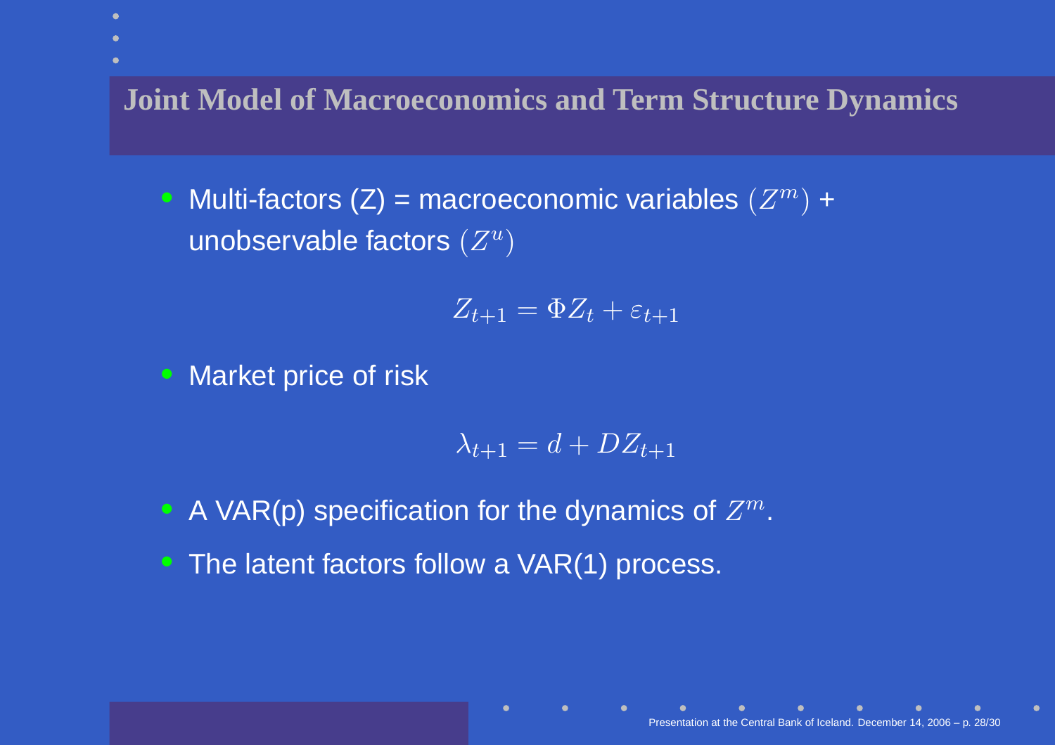# Joint Model of Macroeconomics and Term Structure Dynamics

- Multi-factors (Z) = macroeconomic variables $(Z^m)$ + unobservable factors $(Z^u)$

$$Z_{t+1} = \Phi Z_t + \varepsilon_{t+1}$$

- Market price of risk

$$\lambda_{t+1} = d + DZ_{t+1}$$

- A VAR(p) specification for the dynamics of $Z^m$.
- The latent factors follow a VAR(1) process.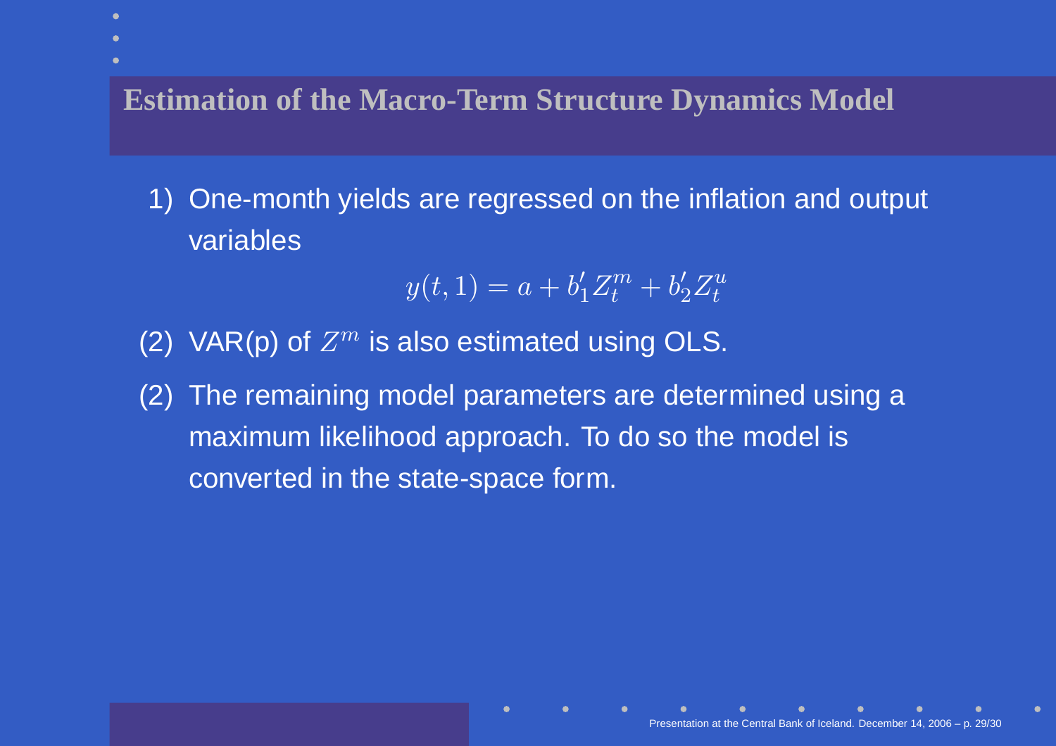# Estimation of the Macro-Term Structure Dynamics Model

1) One-month yields are regressed on the inflation and output variables

$$y(t,1) = a + b_1' Z_t^m + b_2' Z_t^u$$

(2) VAR(p) of $Z^m$ is also estimated using OLS.

(2) The remaining model parameters are determined using a maximum likelihood approach. To do so the model is converted in the state-space form.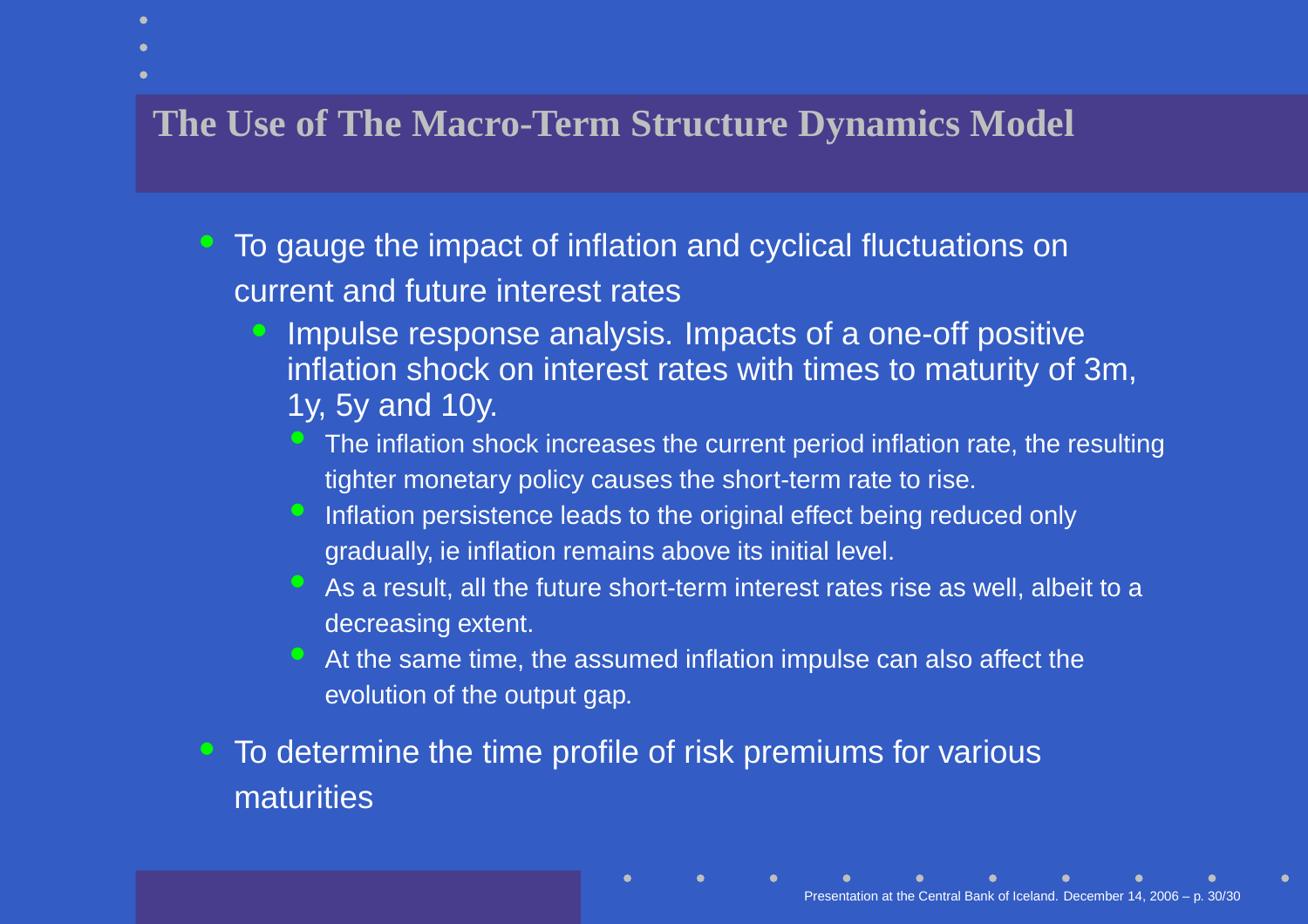## The Use of The Macro-Term Structure Dynamics Model

- To gauge the impact of inflation and cyclical fluctuations on current and future interest rates
  - Impulse response analysis. Impacts of a one-off positive inflation shock on interest rates with times to maturity of 3m, 1y, 5y and 10y.
    - The inflation shock increases the current period inflation rate, the resulting tighter monetary policy causes the short-term rate to rise.
    - Inflation persistence leads to the original effect being reduced only gradually, ie inflation remains above its initial level.
    - As a result, all the future short-term interest rates rise as well, albeit to a decreasing extent.
    - At the same time, the assumed inflation impulse can also affect the evolution of the output gap.
- To determine the time profile of risk premiums for various maturities